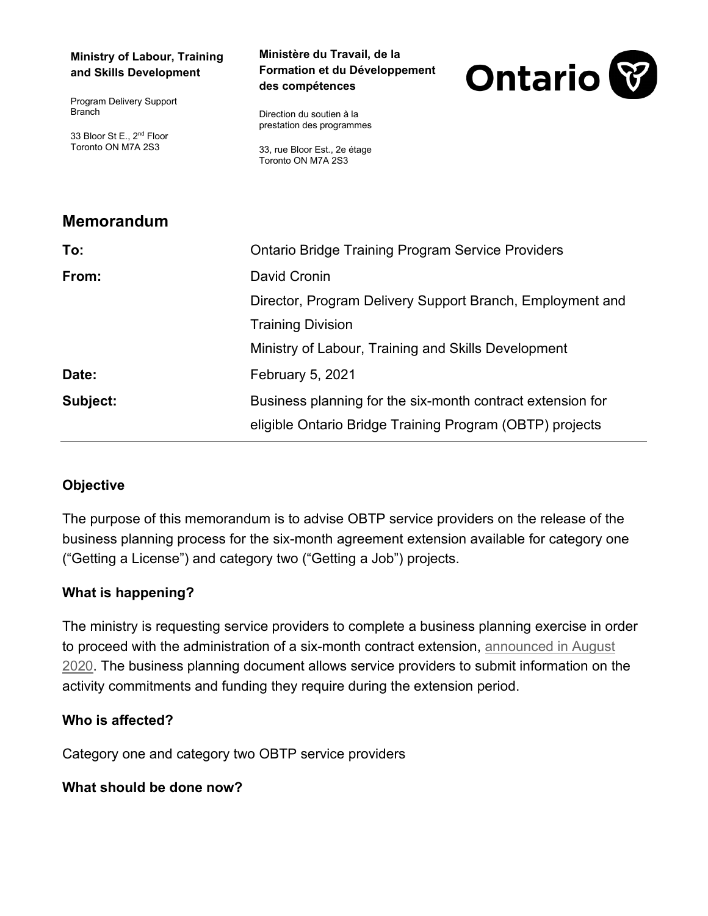**Ministry of Labour, Training and Skills Development**

Program Delivery Support Branch

33 Bloor St E., 2nd Floor
Toronto ON M7A 2S3

**Ministère du Travail, de la Formation et du Développement des compétences**

Direction du soutien à la prestation des programmes

33, rue Bloor Est., 2e étage
Toronto ON M7A 2S3

## Memorandum

| | |
|---|---|
| **To:** | Ontario Bridge Training Program Service Providers |
| **From:** | David Cronin<br>Director, Program Delivery Support Branch, Employment and Training Division<br>Ministry of Labour, Training and Skills Development |
| **Date:** | February 5, 2021 |
| **Subject:** | Business planning for the six-month contract extension for eligible Ontario Bridge Training Program (OBTP) projects |

---

### Objective

The purpose of this memorandum is to advise OBTP service providers on the release of the business planning process for the six-month agreement extension available for category one ("Getting a License") and category two ("Getting a Job") projects.

### What is happening?

The ministry is requesting service providers to complete a business planning exercise in order to proceed with the administration of a six-month contract extension, announced in August 2020. The business planning document allows service providers to submit information on the activity commitments and funding they require during the extension period.

### Who is affected?

Category one and category two OBTP service providers

### What should be done now?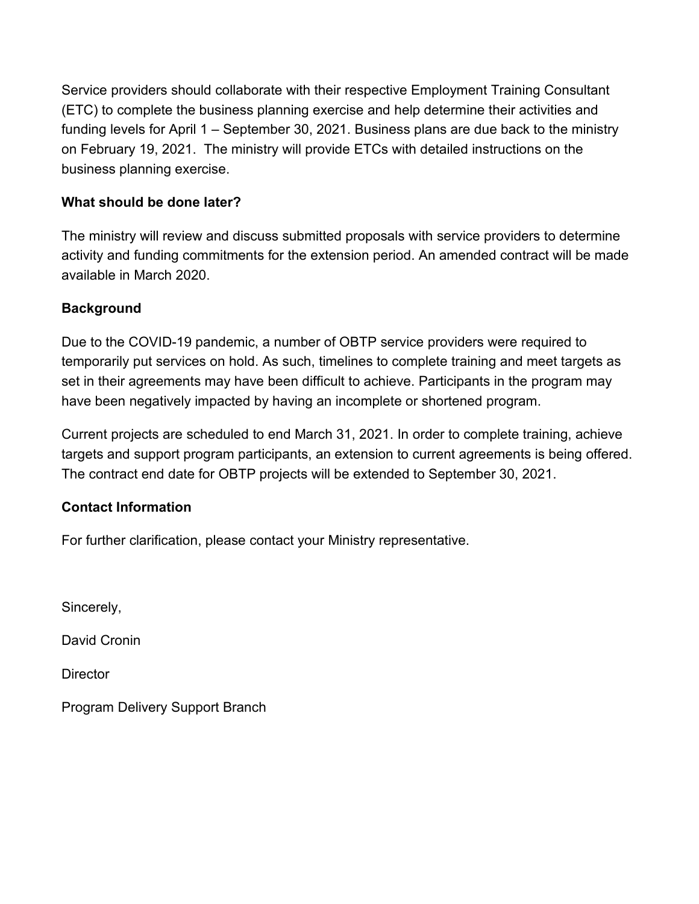Service providers should collaborate with their respective Employment Training Consultant (ETC) to complete the business planning exercise and help determine their activities and funding levels for April 1 – September 30, 2021. Business plans are due back to the ministry on February 19, 2021. The ministry will provide ETCs with detailed instructions on the business planning exercise.

### What should be done later?

The ministry will review and discuss submitted proposals with service providers to determine activity and funding commitments for the extension period. An amended contract will be made available in March 2020.

### Background

Due to the COVID-19 pandemic, a number of OBTP service providers were required to temporarily put services on hold. As such, timelines to complete training and meet targets as set in their agreements may have been difficult to achieve. Participants in the program may have been negatively impacted by having an incomplete or shortened program.

Current projects are scheduled to end March 31, 2021. In order to complete training, achieve targets and support program participants, an extension to current agreements is being offered. The contract end date for OBTP projects will be extended to September 30, 2021.

### Contact Information

For further clarification, please contact your Ministry representative.

Sincerely,

David Cronin

Director

Program Delivery Support Branch